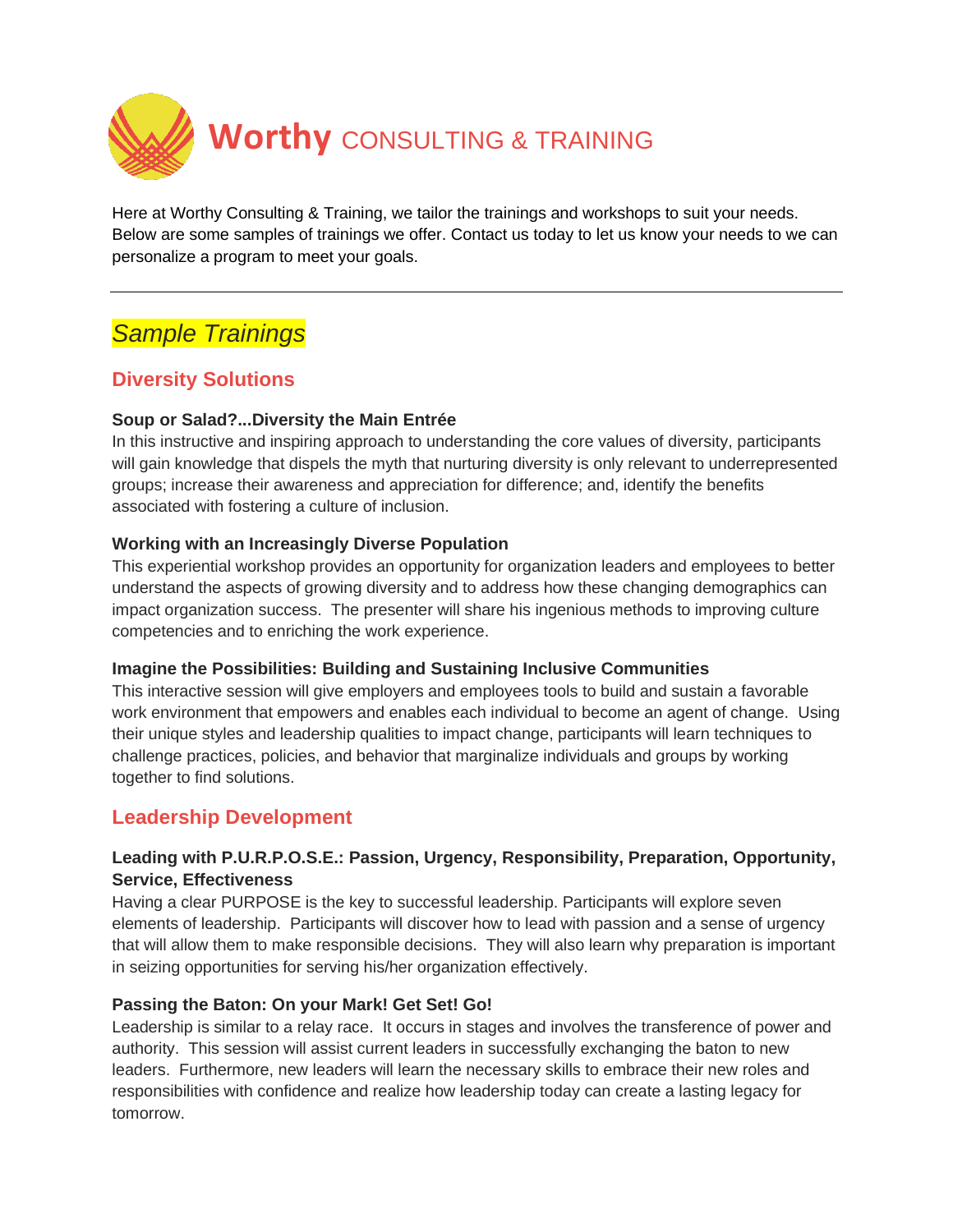# **Worthy** CONSULTING & TRAINING

Here at Worthy Consulting & Training, we tailor the trainings and workshops to suit your needs. Below are some samples of trainings we offer. Contact us today to let us know your needs to we can personalize a program to meet your goals.

---

## *Sample Trainings*

### Diversity Solutions

**Soup or Salad?...Diversity the Main Entrée**

In this instructive and inspiring approach to understanding the core values of diversity, participants will gain knowledge that dispels the myth that nurturing diversity is only relevant to underrepresented groups; increase their awareness and appreciation for difference; and, identify the benefits associated with fostering a culture of inclusion.

**Working with an Increasingly Diverse Population**

This experiential workshop provides an opportunity for organization leaders and employees to better understand the aspects of growing diversity and to address how these changing demographics can impact organization success. The presenter will share his ingenious methods to improving culture competencies and to enriching the work experience.

**Imagine the Possibilities: Building and Sustaining Inclusive Communities**

This interactive session will give employers and employees tools to build and sustain a favorable work environment that empowers and enables each individual to become an agent of change. Using their unique styles and leadership qualities to impact change, participants will learn techniques to challenge practices, policies, and behavior that marginalize individuals and groups by working together to find solutions.

### Leadership Development

**Leading with P.U.R.P.O.S.E.: Passion, Urgency, Responsibility, Preparation, Opportunity, Service, Effectiveness**

Having a clear PURPOSE is the key to successful leadership. Participants will explore seven elements of leadership. Participants will discover how to lead with passion and a sense of urgency that will allow them to make responsible decisions. They will also learn why preparation is important in seizing opportunities for serving his/her organization effectively.

**Passing the Baton: On your Mark! Get Set! Go!**

Leadership is similar to a relay race. It occurs in stages and involves the transference of power and authority. This session will assist current leaders in successfully exchanging the baton to new leaders. Furthermore, new leaders will learn the necessary skills to embrace their new roles and responsibilities with confidence and realize how leadership today can create a lasting legacy for tomorrow.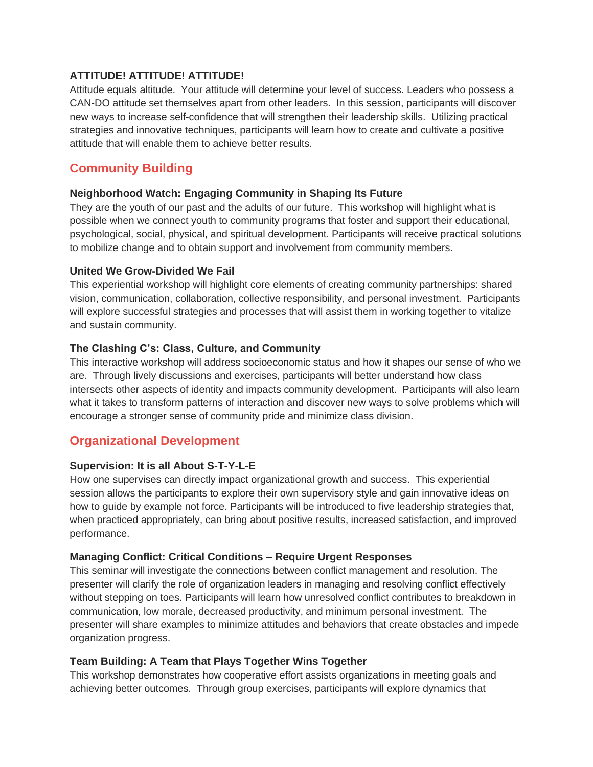**ATTITUDE! ATTITUDE! ATTITUDE!**

Attitude equals altitude. Your attitude will determine your level of success. Leaders who possess a CAN-DO attitude set themselves apart from other leaders. In this session, participants will discover new ways to increase self-confidence that will strengthen their leadership skills. Utilizing practical strategies and innovative techniques, participants will learn how to create and cultivate a positive attitude that will enable them to achieve better results.

## Community Building

**Neighborhood Watch: Engaging Community in Shaping Its Future**

They are the youth of our past and the adults of our future. This workshop will highlight what is possible when we connect youth to community programs that foster and support their educational, psychological, social, physical, and spiritual development. Participants will receive practical solutions to mobilize change and to obtain support and involvement from community members.

**United We Grow-Divided We Fail**

This experiential workshop will highlight core elements of creating community partnerships: shared vision, communication, collaboration, collective responsibility, and personal investment. Participants will explore successful strategies and processes that will assist them in working together to vitalize and sustain community.

**The Clashing C's: Class, Culture, and Community**

This interactive workshop will address socioeconomic status and how it shapes our sense of who we are. Through lively discussions and exercises, participants will better understand how class intersects other aspects of identity and impacts community development. Participants will also learn what it takes to transform patterns of interaction and discover new ways to solve problems which will encourage a stronger sense of community pride and minimize class division.

## Organizational Development

**Supervision: It is all About S-T-Y-L-E**

How one supervises can directly impact organizational growth and success. This experiential session allows the participants to explore their own supervisory style and gain innovative ideas on how to guide by example not force. Participants will be introduced to five leadership strategies that, when practiced appropriately, can bring about positive results, increased satisfaction, and improved performance.

**Managing Conflict: Critical Conditions – Require Urgent Responses**

This seminar will investigate the connections between conflict management and resolution. The presenter will clarify the role of organization leaders in managing and resolving conflict effectively without stepping on toes. Participants will learn how unresolved conflict contributes to breakdown in communication, low morale, decreased productivity, and minimum personal investment. The presenter will share examples to minimize attitudes and behaviors that create obstacles and impede organization progress.

**Team Building: A Team that Plays Together Wins Together**

This workshop demonstrates how cooperative effort assists organizations in meeting goals and achieving better outcomes. Through group exercises, participants will explore dynamics that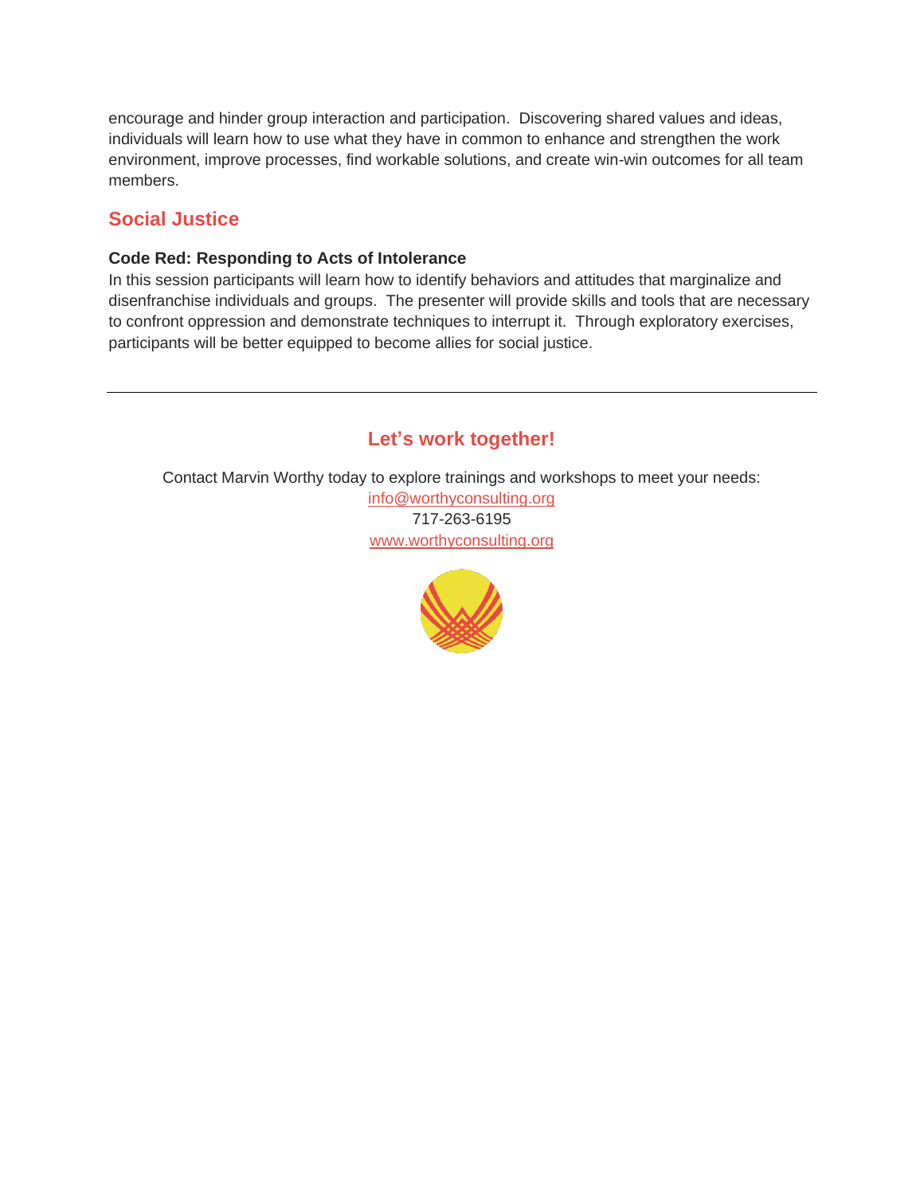encourage and hinder group interaction and participation. Discovering shared values and ideas, individuals will learn how to use what they have in common to enhance and strengthen the work environment, improve processes, find workable solutions, and create win-win outcomes for all team members.

## Social Justice

**Code Red: Responding to Acts of Intolerance**

In this session participants will learn how to identify behaviors and attitudes that marginalize and disenfranchise individuals and groups. The presenter will provide skills and tools that are necessary to confront oppression and demonstrate techniques to interrupt it. Through exploratory exercises, participants will be better equipped to become allies for social justice.

---

## Let's work together!

Contact Marvin Worthy today to explore trainings and workshops to meet your needs:

info@worthyconsulting.org

717-263-6195

www.worthyconsulting.org